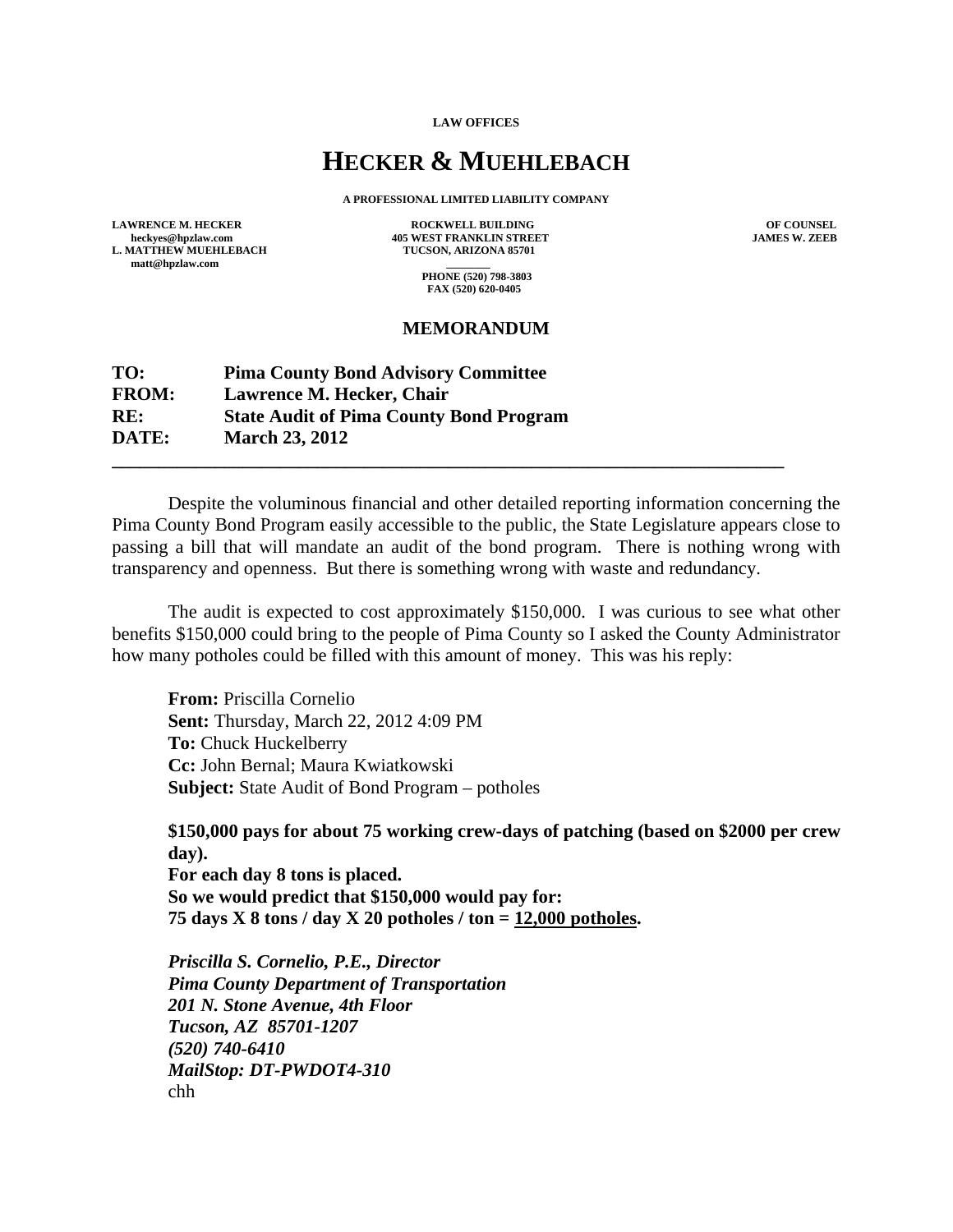LAW OFFICES

# HECKER & MUEHLEBACH

A PROFESSIONAL LIMITED LIABILITY COMPANY

LAWRENCE M. HECKER
heckyes@hpzlaw.com
L. MATTHEW MUEHLEBACH
matt@hpzlaw.com

ROCKWELL BUILDING
405 WEST FRANKLIN STREET
TUCSON, ARIZONA 85701

PHONE (520) 798-3803
FAX (520) 620-0405

OF COUNSEL
JAMES W. ZEEB

## MEMORANDUM

**TO:** **Pima County Bond Advisory Committee**
**FROM:** **Lawrence M. Hecker, Chair**
**RE:** **State Audit of Pima County Bond Program**
**DATE:** **March 23, 2012**

---

Despite the voluminous financial and other detailed reporting information concerning the Pima County Bond Program easily accessible to the public, the State Legislature appears close to passing a bill that will mandate an audit of the bond program. There is nothing wrong with transparency and openness. But there is something wrong with waste and redundancy.

The audit is expected to cost approximately $150,000. I was curious to see what other benefits $150,000 could bring to the people of Pima County so I asked the County Administrator how many potholes could be filled with this amount of money. This was his reply:

> **From:** Priscilla Cornelio
> **Sent:** Thursday, March 22, 2012 4:09 PM
> **To:** Chuck Huckelberry
> **Cc:** John Bernal; Maura Kwiatkowski
> **Subject:** State Audit of Bond Program – potholes
>
> **$150,000 pays for about 75 working crew-days of patching (based on $2000 per crew day).**
> **For each day 8 tons is placed.**
> **So we would predict that $150,000 would pay for:**
> **75 days X 8 tons / day X 20 potholes / ton = <u>12,000 potholes</u>.**
>
> ***Priscilla S. Cornelio, P.E., Director***
> ***Pima County Department of Transportation***
> ***201 N. Stone Avenue, 4th Floor***
> ***Tucson, AZ 85701-1207***
> ***(520) 740-6410***
> ***MailStop: DT-PWDOT4-310***
> chh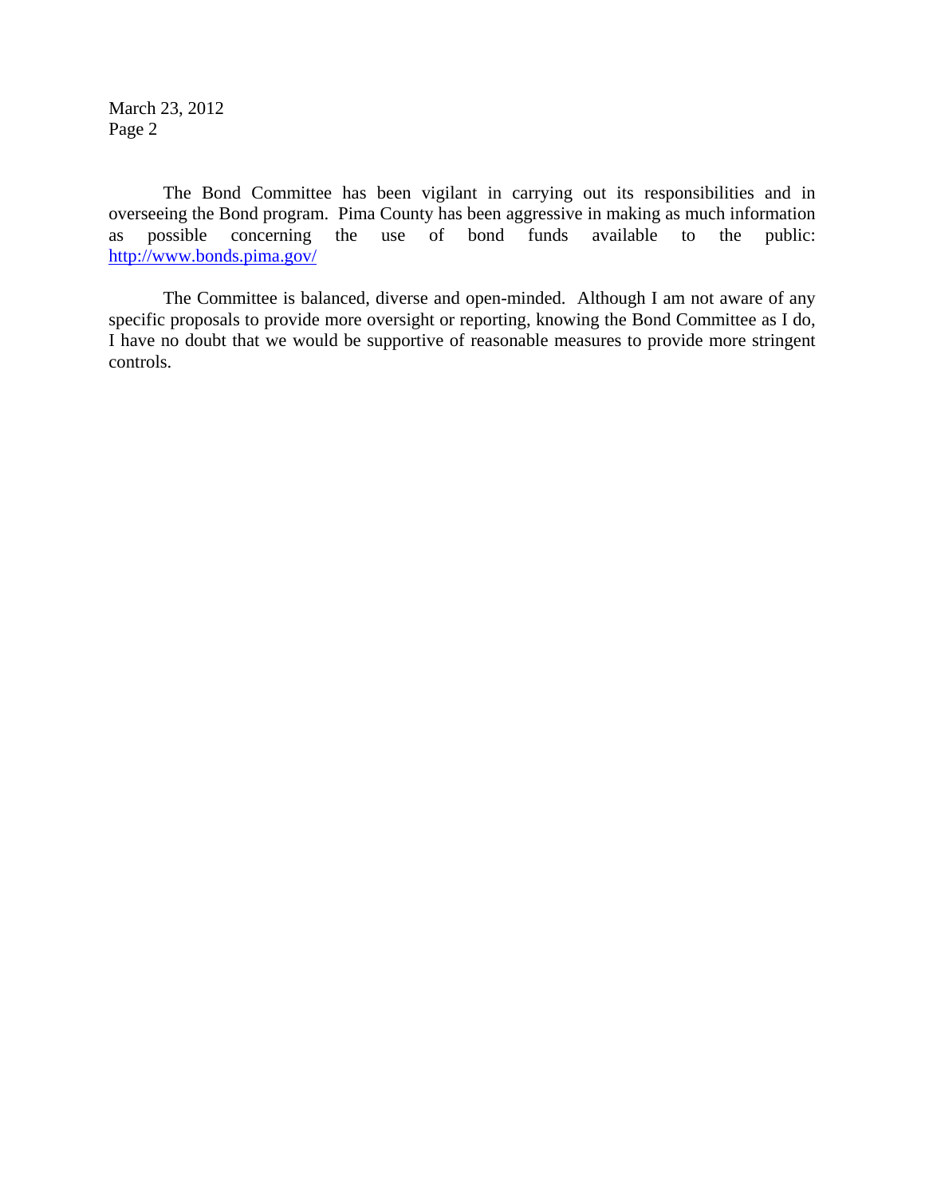The Bond Committee has been vigilant in carrying out its responsibilities and in overseeing the Bond program. Pima County has been aggressive in making as much information as possible concerning the use of bond funds available to the public: [http://www.bonds.pima.gov/](http://www.bonds.pima.gov/)

The Committee is balanced, diverse and open-minded. Although I am not aware of any specific proposals to provide more oversight or reporting, knowing the Bond Committee as I do, I have no doubt that we would be supportive of reasonable measures to provide more stringent controls.